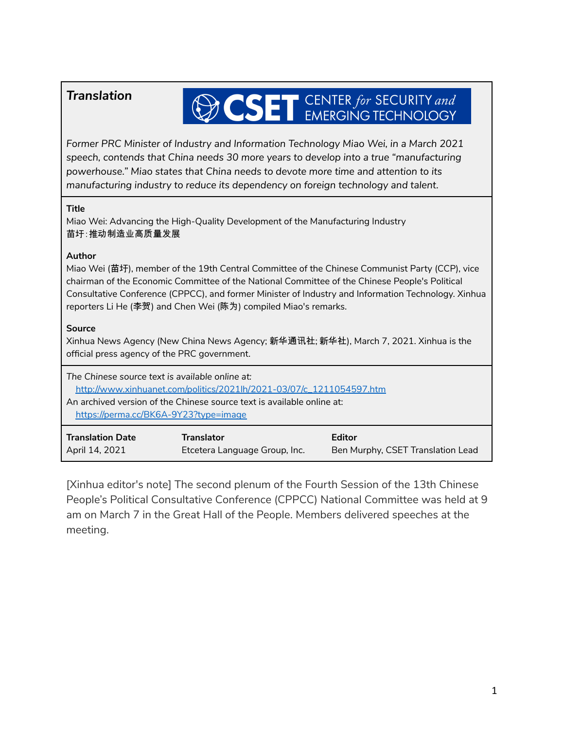***Translation***

CSET CENTER *for* SECURITY *and* EMERGING TECHNOLOGY

*Former PRC Minister of Industry and Information Technology Miao Wei, in a March 2021 speech, contends that China needs 30 more years to develop into a true "manufacturing powerhouse." Miao states that China needs to devote more time and attention to its manufacturing industry to reduce its dependency on foreign technology and talent.*

**Title**
Miao Wei: Advancing the High-Quality Development of the Manufacturing Industry
苗圩:推动制造业高质量发展

**Author**
Miao Wei (苗圩), member of the 19th Central Committee of the Chinese Communist Party (CCP), vice chairman of the Economic Committee of the National Committee of the Chinese People's Political Consultative Conference (CPPCC), and former Minister of Industry and Information Technology. Xinhua reporters Li He (李贺) and Chen Wei (陈为) compiled Miao's remarks.

**Source**
Xinhua News Agency (New China News Agency; 新华通讯社; 新华社), March 7, 2021. Xinhua is the official press agency of the PRC government.

*The Chinese source text is available online at:*
http://www.xinhuanet.com/politics/2021lh/2021-03/07/c_1211054597.htm
An archived version of the Chinese source text is available online at:
https://perma.cc/BK6A-9Y23?type=image

| Translation Date | Translator | Editor |
|---|---|---|
| April 14, 2021 | Etcetera Language Group, Inc. | Ben Murphy, CSET Translation Lead |

[Xinhua editor's note] The second plenum of the Fourth Session of the 13th Chinese People's Political Consultative Conference (CPPCC) National Committee was held at 9 am on March 7 in the Great Hall of the People. Members delivered speeches at the meeting.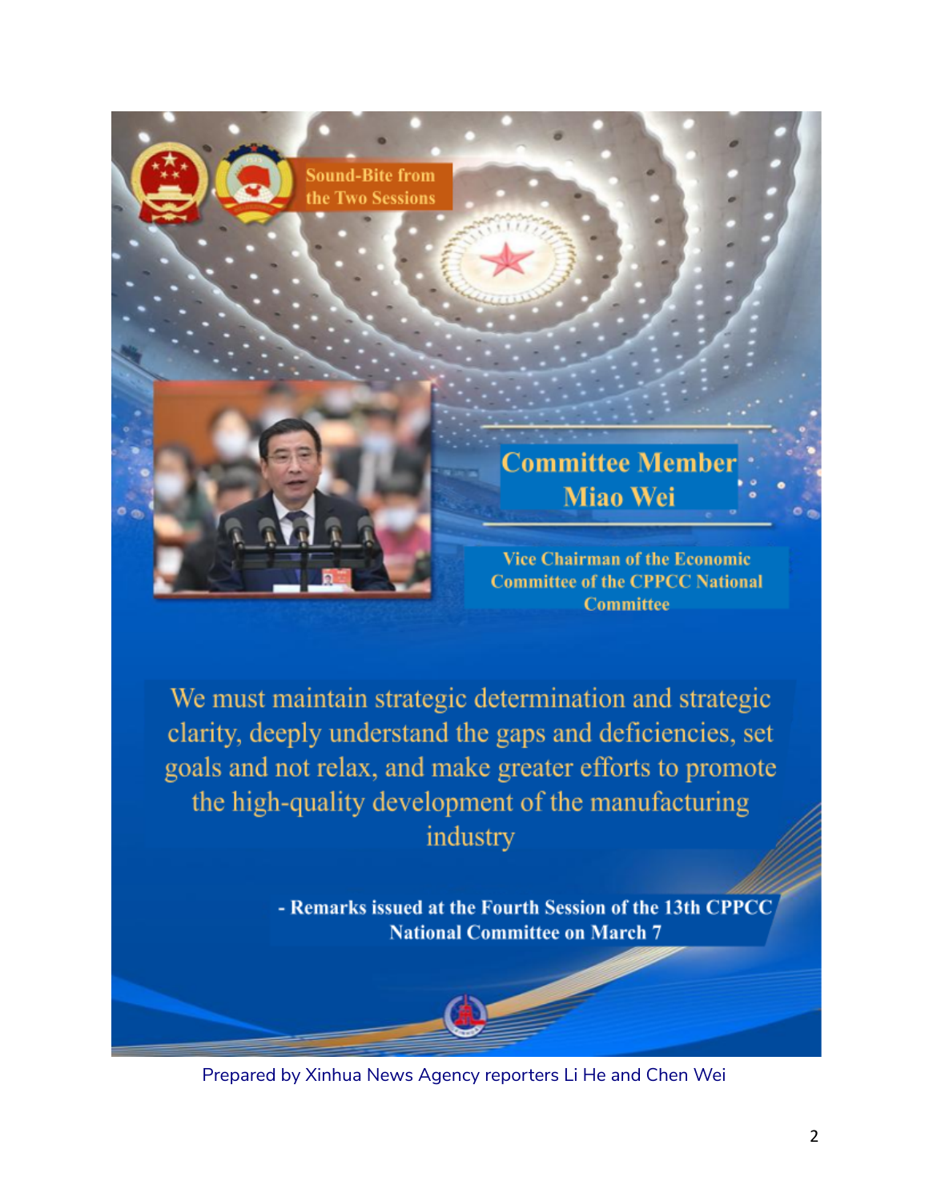Sound-Bite from the Two Sessions

## Committee Member Miao Wei

**Vice Chairman of the Economic Committee of the CPPCC National Committee**

We must maintain strategic determination and strategic clarity, deeply understand the gaps and deficiencies, set goals and not relax, and make greater efforts to promote the high-quality development of the manufacturing industry

**- Remarks issued at the Fourth Session of the 13th CPPCC National Committee on March 7**

Prepared by Xinhua News Agency reporters Li He and Chen Wei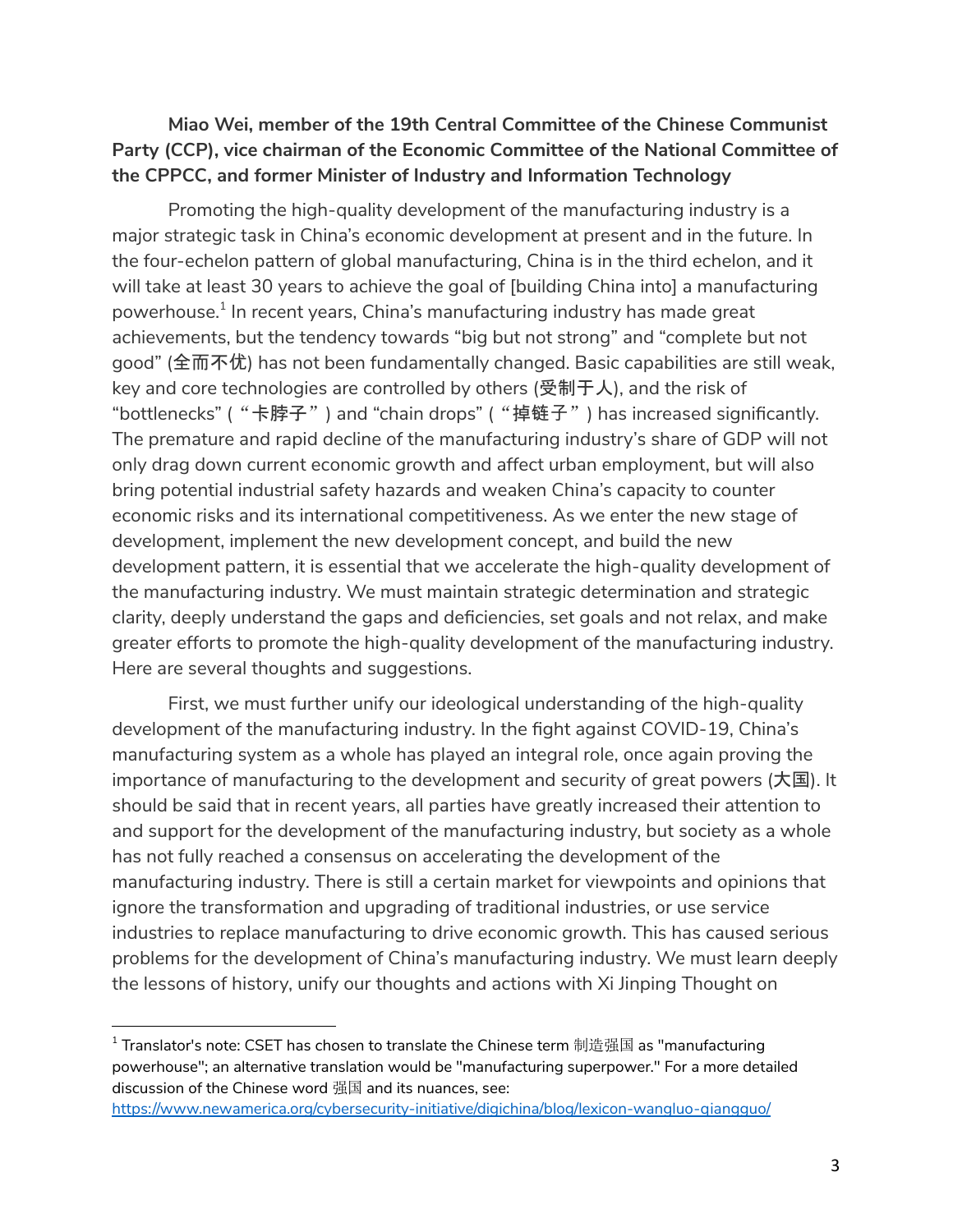**Miao Wei, member of the 19th Central Committee of the Chinese Communist Party (CCP), vice chairman of the Economic Committee of the National Committee of the CPPCC, and former Minister of Industry and Information Technology**

Promoting the high-quality development of the manufacturing industry is a major strategic task in China's economic development at present and in the future. In the four-echelon pattern of global manufacturing, China is in the third echelon, and it will take at least 30 years to achieve the goal of [building China into] a manufacturing powerhouse.[1] In recent years, China's manufacturing industry has made great achievements, but the tendency towards "big but not strong" and "complete but not good" (全而不优) has not been fundamentally changed. Basic capabilities are still weak, key and core technologies are controlled by others (受制于人), and the risk of "bottlenecks" ("卡脖子") and "chain drops" ("掉链子") has increased significantly. The premature and rapid decline of the manufacturing industry's share of GDP will not only drag down current economic growth and affect urban employment, but will also bring potential industrial safety hazards and weaken China's capacity to counter economic risks and its international competitiveness. As we enter the new stage of development, implement the new development concept, and build the new development pattern, it is essential that we accelerate the high-quality development of the manufacturing industry. We must maintain strategic determination and strategic clarity, deeply understand the gaps and deficiencies, set goals and not relax, and make greater efforts to promote the high-quality development of the manufacturing industry. Here are several thoughts and suggestions.

First, we must further unify our ideological understanding of the high-quality development of the manufacturing industry. In the fight against COVID-19, China's manufacturing system as a whole has played an integral role, once again proving the importance of manufacturing to the development and security of great powers (大国). It should be said that in recent years, all parties have greatly increased their attention to and support for the development of the manufacturing industry, but society as a whole has not fully reached a consensus on accelerating the development of the manufacturing industry. There is still a certain market for viewpoints and opinions that ignore the transformation and upgrading of traditional industries, or use service industries to replace manufacturing to drive economic growth. This has caused serious problems for the development of China's manufacturing industry. We must learn deeply the lessons of history, unify our thoughts and actions with Xi Jinping Thought on

[1] Translator's note: CSET has chosen to translate the Chinese term 制造强国 as "manufacturing powerhouse"; an alternative translation would be "manufacturing superpower." For a more detailed discussion of the Chinese word 强国 and its nuances, see: https://www.newamerica.org/cybersecurity-initiative/digichina/blog/lexicon-wangluo-qiangguo/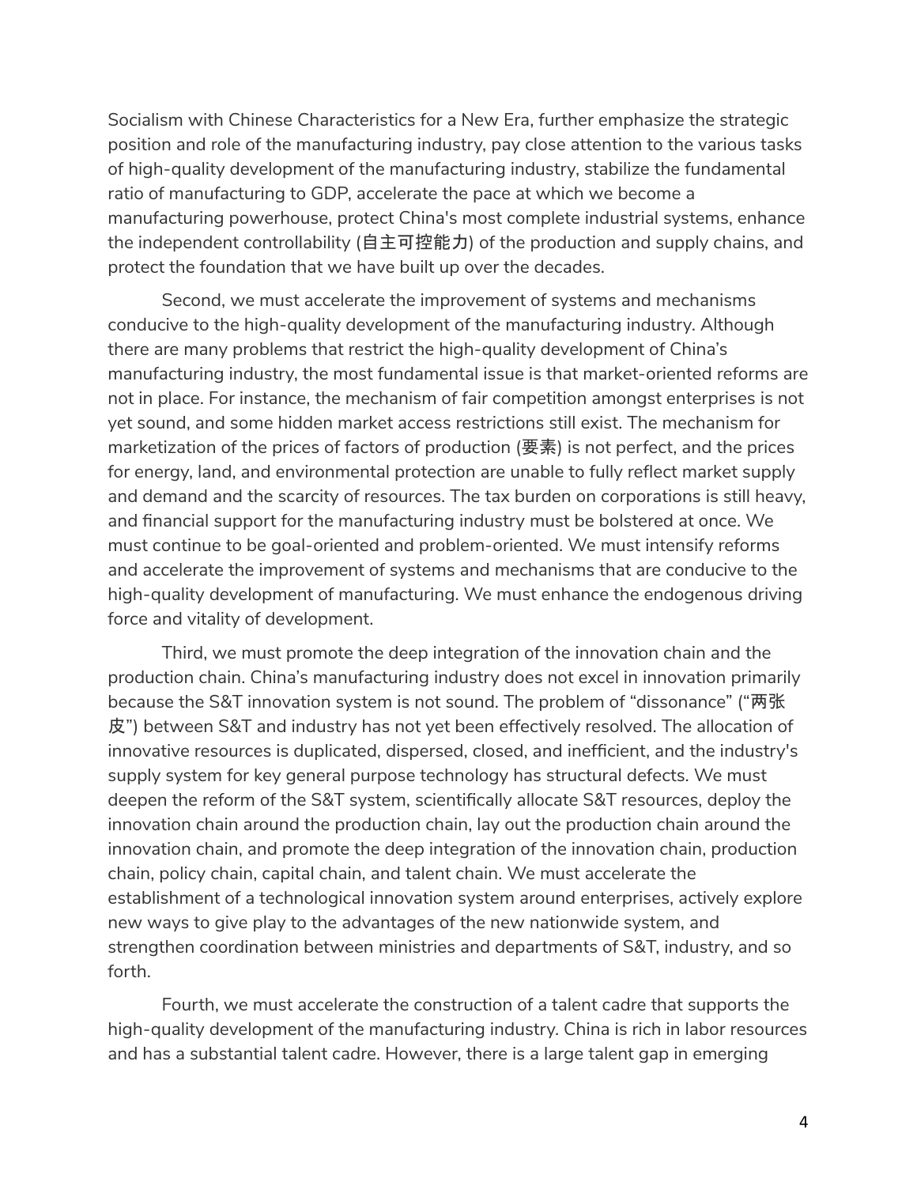Socialism with Chinese Characteristics for a New Era, further emphasize the strategic position and role of the manufacturing industry, pay close attention to the various tasks of high-quality development of the manufacturing industry, stabilize the fundamental ratio of manufacturing to GDP, accelerate the pace at which we become a manufacturing powerhouse, protect China's most complete industrial systems, enhance the independent controllability (自主可控能力) of the production and supply chains, and protect the foundation that we have built up over the decades.

Second, we must accelerate the improvement of systems and mechanisms conducive to the high-quality development of the manufacturing industry. Although there are many problems that restrict the high-quality development of China's manufacturing industry, the most fundamental issue is that market-oriented reforms are not in place. For instance, the mechanism of fair competition amongst enterprises is not yet sound, and some hidden market access restrictions still exist. The mechanism for marketization of the prices of factors of production (要素) is not perfect, and the prices for energy, land, and environmental protection are unable to fully reflect market supply and demand and the scarcity of resources. The tax burden on corporations is still heavy, and financial support for the manufacturing industry must be bolstered at once. We must continue to be goal-oriented and problem-oriented. We must intensify reforms and accelerate the improvement of systems and mechanisms that are conducive to the high-quality development of manufacturing. We must enhance the endogenous driving force and vitality of development.

Third, we must promote the deep integration of the innovation chain and the production chain. China's manufacturing industry does not excel in innovation primarily because the S&T innovation system is not sound. The problem of "dissonance" ("两张皮") between S&T and industry has not yet been effectively resolved. The allocation of innovative resources is duplicated, dispersed, closed, and inefficient, and the industry's supply system for key general purpose technology has structural defects. We must deepen the reform of the S&T system, scientifically allocate S&T resources, deploy the innovation chain around the production chain, lay out the production chain around the innovation chain, and promote the deep integration of the innovation chain, production chain, policy chain, capital chain, and talent chain. We must accelerate the establishment of a technological innovation system around enterprises, actively explore new ways to give play to the advantages of the new nationwide system, and strengthen coordination between ministries and departments of S&T, industry, and so forth.

Fourth, we must accelerate the construction of a talent cadre that supports the high-quality development of the manufacturing industry. China is rich in labor resources and has a substantial talent cadre. However, there is a large talent gap in emerging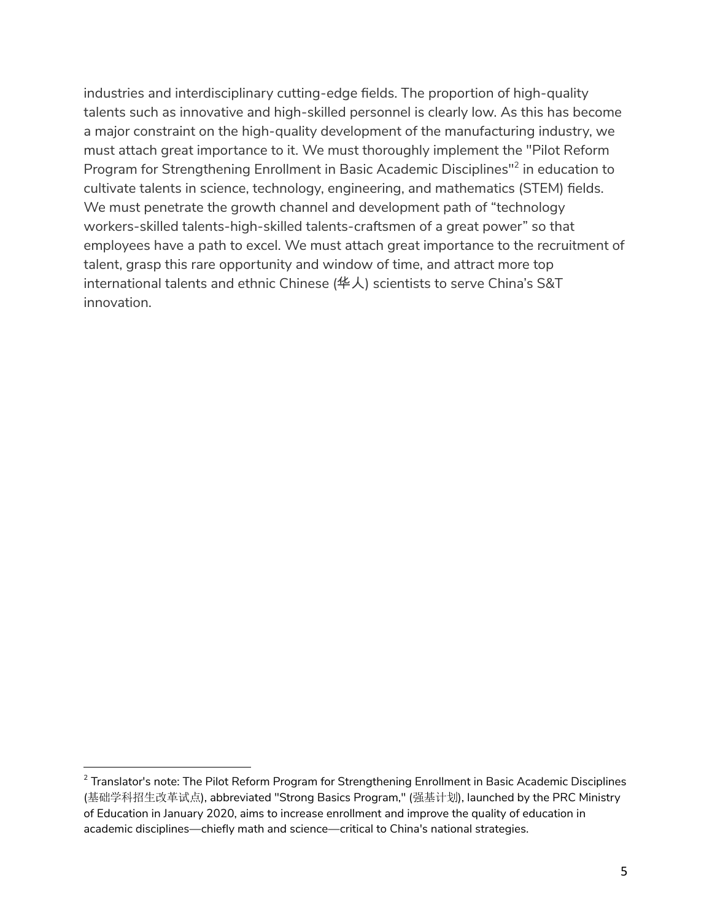industries and interdisciplinary cutting-edge fields. The proportion of high-quality talents such as innovative and high-skilled personnel is clearly low. As this has become a major constraint on the high-quality development of the manufacturing industry, we must attach great importance to it. We must thoroughly implement the "Pilot Reform Program for Strengthening Enrollment in Basic Academic Disciplines"[2] in education to cultivate talents in science, technology, engineering, and mathematics (STEM) fields. We must penetrate the growth channel and development path of "technology workers-skilled talents-high-skilled talents-craftsmen of a great power" so that employees have a path to excel. We must attach great importance to the recruitment of talent, grasp this rare opportunity and window of time, and attract more top international talents and ethnic Chinese (华人) scientists to serve China's S&T innovation.

---

[2] Translator's note: The Pilot Reform Program for Strengthening Enrollment in Basic Academic Disciplines (基础学科招生改革试点), abbreviated "Strong Basics Program," (强基计划), launched by the PRC Ministry of Education in January 2020, aims to increase enrollment and improve the quality of education in academic disciplines—chiefly math and science—critical to China's national strategies.